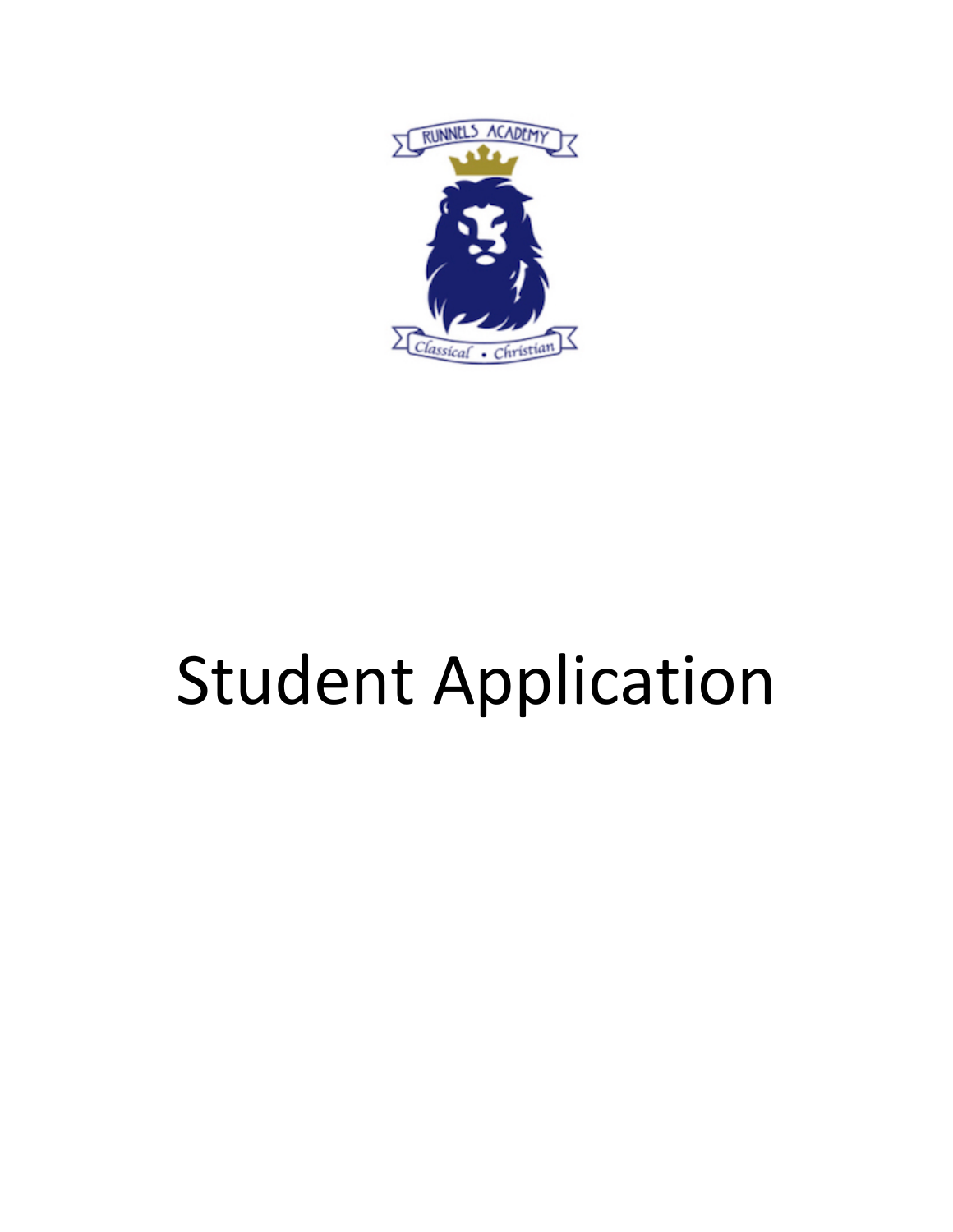RUNNELS ACADEMY

Classical • Christian

# Student Application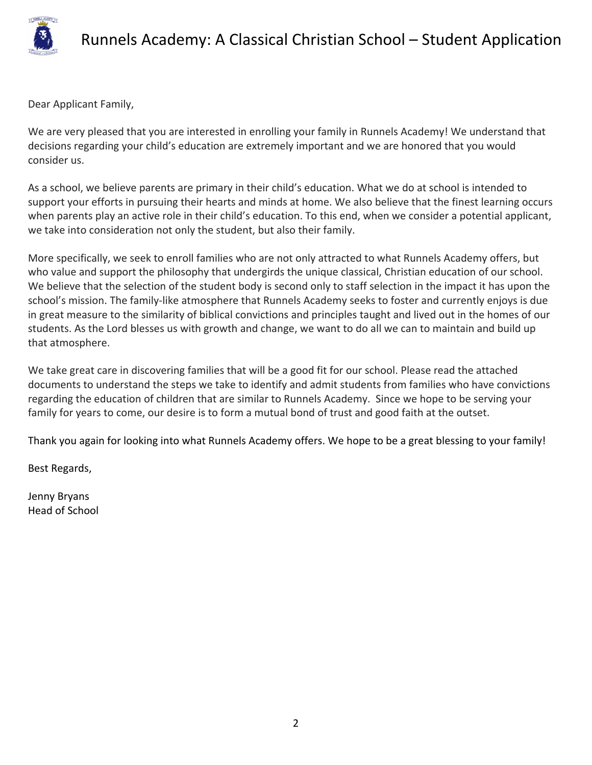# Runnels Academy: A Classical Christian School – Student Application

Dear Applicant Family,

We are very pleased that you are interested in enrolling your family in Runnels Academy! We understand that decisions regarding your child's education are extremely important and we are honored that you would consider us.

As a school, we believe parents are primary in their child's education. What we do at school is intended to support your efforts in pursuing their hearts and minds at home. We also believe that the finest learning occurs when parents play an active role in their child's education. To this end, when we consider a potential applicant, we take into consideration not only the student, but also their family.

More specifically, we seek to enroll families who are not only attracted to what Runnels Academy offers, but who value and support the philosophy that undergirds the unique classical, Christian education of our school. We believe that the selection of the student body is second only to staff selection in the impact it has upon the school's mission. The family-like atmosphere that Runnels Academy seeks to foster and currently enjoys is due in great measure to the similarity of biblical convictions and principles taught and lived out in the homes of our students. As the Lord blesses us with growth and change, we want to do all we can to maintain and build up that atmosphere.

We take great care in discovering families that will be a good fit for our school. Please read the attached documents to understand the steps we take to identify and admit students from families who have convictions regarding the education of children that are similar to Runnels Academy. Since we hope to be serving your family for years to come, our desire is to form a mutual bond of trust and good faith at the outset.

Thank you again for looking into what Runnels Academy offers. We hope to be a great blessing to your family!

Best Regards,

Jenny Bryans
Head of School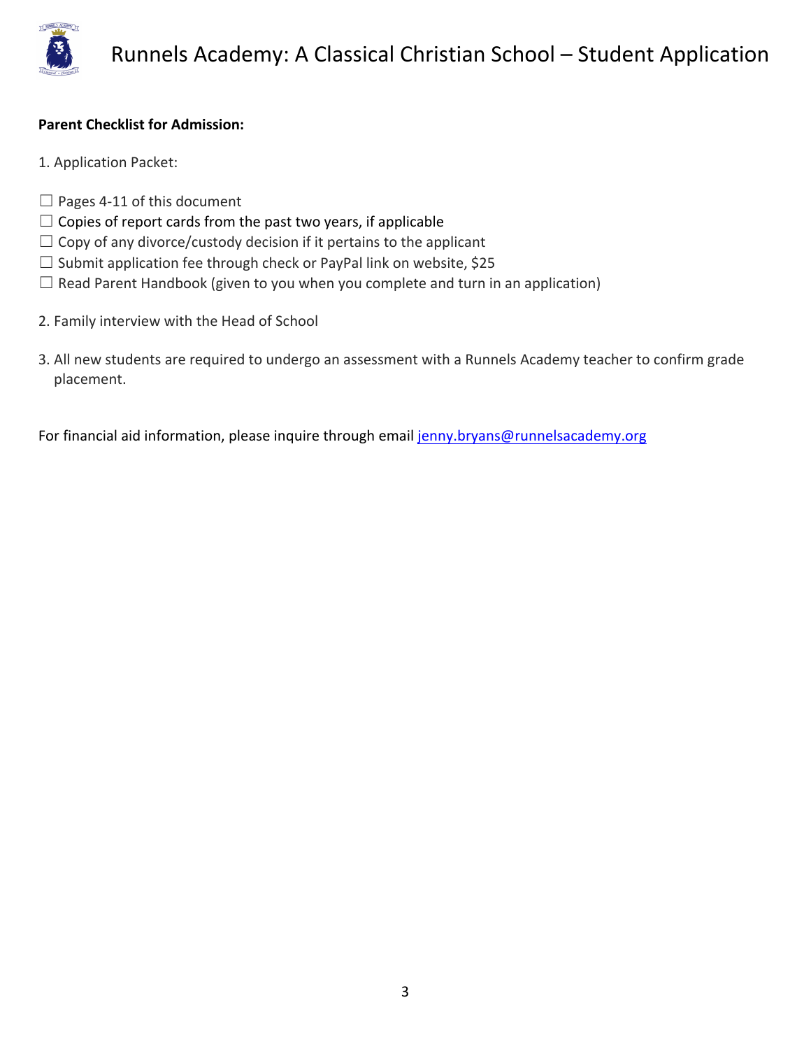**Parent Checklist for Admission:**

1. Application Packet:

☐ Pages 4-11 of this document
☐ Copies of report cards from the past two years, if applicable
☐ Copy of any divorce/custody decision if it pertains to the applicant
☐ Submit application fee through check or PayPal link on website, $25
☐ Read Parent Handbook (given to you when you complete and turn in an application)

2. Family interview with the Head of School

3. All new students are required to undergo an assessment with a Runnels Academy teacher to confirm grade placement.

For financial aid information, please inquire through email jenny.bryans@runnelsacademy.org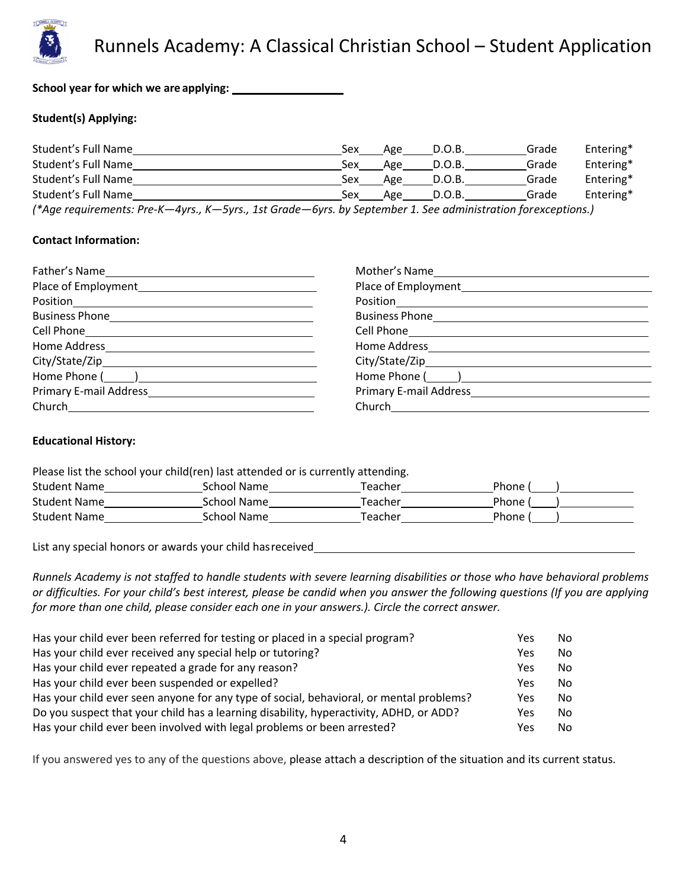# Runnels Academy: A Classical Christian School – Student Application

**School year for which we are applying:** ____________________

**Student(s) Applying:**

Student's Full Name____________________________________ Sex____ Age_____ D.O.B.__________ Grade Entering*
Student's Full Name____________________________________ Sex____ Age_____ D.O.B.__________ Grade Entering*
Student's Full Name____________________________________ Sex____ Age_____ D.O.B.__________ Grade Entering*
Student's Full Name____________________________________ Sex____ Age_____ D.O.B.__________ Grade Entering*

*(*Age requirements: Pre-K—4yrs., K—5yrs., 1st Grade—6yrs. by September 1. See administration forexceptions.)*

**Contact Information:**

Father's Name________________________________
Place of Employment__________________________
Position_____________________________________
Business Phone_______________________________
Cell Phone___________________________________
Home Address________________________________
City/State/Zip________________________________
Home Phone (_____)___________________________
Primary E-mail Address________________________
Church______________________________________

Mother's Name________________________________
Place of Employment__________________________
Position_____________________________________
Business Phone_______________________________
Cell Phone___________________________________
Home Address________________________________
City/State/Zip________________________________
Home Phone (_____)___________________________
Primary E-mail Address________________________
Church______________________________________

**Educational History:**

Please list the school your child(ren) last attended or is currently attending.

Student Name______________ School Name______________ Teacher______________ Phone (____)___________
Student Name______________ School Name______________ Teacher______________ Phone (____)___________
Student Name______________ School Name______________ Teacher______________ Phone (____)___________

List any special honors or awards your child hasreceived________________________________________________

*Runnels Academy is not staffed to handle students with severe learning disabilities or those who have behavioral problems or difficulties. For your child's best interest, please be candid when you answer the following questions (If you are applying for more than one child, please consider each one in your answers.). Circle the correct answer.*

| | | |
|---|---|---|
| Has your child ever been referred for testing or placed in a special program? | Yes | No |
| Has your child ever received any special help or tutoring? | Yes | No |
| Has your child ever repeated a grade for any reason? | Yes | No |
| Has your child ever been suspended or expelled? | Yes | No |
| Has your child ever seen anyone for any type of social, behavioral, or mental problems? | Yes | No |
| Do you suspect that your child has a learning disability, hyperactivity, ADHD, or ADD? | Yes | No |
| Has your child ever been involved with legal problems or been arrested? | Yes | No |

If you answered yes to any of the questions above, please attach a description of the situation and its current status.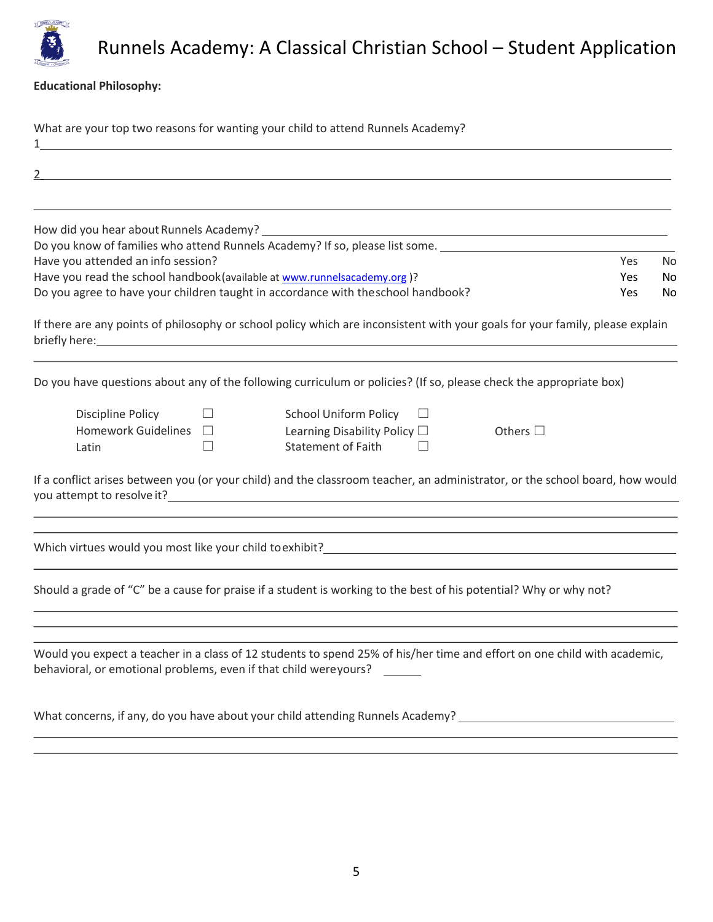# Runnels Academy: A Classical Christian School – Student Application

**Educational Philosophy:**

What are your top two reasons for wanting your child to attend Runnels Academy?

1\_\_\_\_\_\_\_\_\_\_\_\_\_\_\_\_\_\_\_\_\_\_\_\_\_\_\_\_\_\_\_\_\_\_\_\_\_\_\_\_\_\_\_\_\_\_\_\_\_\_\_\_\_\_\_\_\_\_\_\_\_\_\_\_\_\_\_\_\_\_\_\_\_\_\_\_

2\_\_\_\_\_\_\_\_\_\_\_\_\_\_\_\_\_\_\_\_\_\_\_\_\_\_\_\_\_\_\_\_\_\_\_\_\_\_\_\_\_\_\_\_\_\_\_\_\_\_\_\_\_\_\_\_\_\_\_\_\_\_\_\_\_\_\_\_\_\_\_\_\_\_\_\_

\_\_\_\_\_\_\_\_\_\_\_\_\_\_\_\_\_\_\_\_\_\_\_\_\_\_\_\_\_\_\_\_\_\_\_\_\_\_\_\_\_\_\_\_\_\_\_\_\_\_\_\_\_\_\_\_\_\_\_\_\_\_\_\_\_\_\_\_\_\_\_\_\_\_\_\_\_

How did you hear about Runnels Academy? \_\_\_\_\_\_\_\_\_\_\_\_\_\_\_\_\_\_\_\_\_\_\_\_\_\_\_\_\_\_\_\_\_\_\_\_\_\_\_\_\_\_\_\_\_\_\_\_

Do you know of families who attend Runnels Academy? If so, please list some. \_\_\_\_\_\_\_\_\_\_\_\_\_\_\_\_\_\_\_\_\_\_\_\_

| | | |
|---|---|---|
| Have you attended an info session? | Yes | No |
| Have you read the school handbook (available at www.runnelsacademy.org)? | Yes | No |
| Do you agree to have your children taught in accordance with the school handbook? | Yes | No |

If there are any points of philosophy or school policy which are inconsistent with your goals for your family, please explain briefly here:\_\_\_\_\_\_\_\_\_\_\_\_\_\_\_\_\_\_\_\_\_\_\_\_\_\_\_\_\_\_\_\_\_\_\_\_\_\_\_\_\_\_\_\_\_\_\_\_\_\_\_\_\_\_\_\_\_\_\_\_\_\_\_\_\_\_\_\_\_\_

\_\_\_\_\_\_\_\_\_\_\_\_\_\_\_\_\_\_\_\_\_\_\_\_\_\_\_\_\_\_\_\_\_\_\_\_\_\_\_\_\_\_\_\_\_\_\_\_\_\_\_\_\_\_\_\_\_\_\_\_\_\_\_\_\_\_\_\_\_\_\_\_\_\_\_\_\_

Do you have questions about any of the following curriculum or policies? (If so, please check the appropriate box)

| | | |
|---|---|---|
| Discipline Policy ☐ | School Uniform Policy ☐ | |
| Homework Guidelines ☐ | Learning Disability Policy ☐ | Others ☐ |
| Latin ☐ | Statement of Faith ☐ | |

If a conflict arises between you (or your child) and the classroom teacher, an administrator, or the school board, how would you attempt to resolve it?\_\_\_\_\_\_\_\_\_\_\_\_\_\_\_\_\_\_\_\_\_\_\_\_\_\_\_\_\_\_\_\_\_\_\_\_\_\_\_\_\_\_\_\_\_\_\_\_\_\_\_\_\_\_\_\_\_\_\_\_\_\_\_\_\_\_\_\_\_\_

\_\_\_\_\_\_\_\_\_\_\_\_\_\_\_\_\_\_\_\_\_\_\_\_\_\_\_\_\_\_\_\_\_\_\_\_\_\_\_\_\_\_\_\_\_\_\_\_\_\_\_\_\_\_\_\_\_\_\_\_\_\_\_\_\_\_\_\_\_\_\_\_\_\_\_\_\_

\_\_\_\_\_\_\_\_\_\_\_\_\_\_\_\_\_\_\_\_\_\_\_\_\_\_\_\_\_\_\_\_\_\_\_\_\_\_\_\_\_\_\_\_\_\_\_\_\_\_\_\_\_\_\_\_\_\_\_\_\_\_\_\_\_\_\_\_\_\_\_\_\_\_\_\_\_

Which virtues would you most like your child to exhibit?\_\_\_\_\_\_\_\_\_\_\_\_\_\_\_\_\_\_\_\_\_\_\_\_\_\_\_\_\_\_\_\_\_\_\_\_\_\_\_\_\_\_\_\_\_\_\_\_

\_\_\_\_\_\_\_\_\_\_\_\_\_\_\_\_\_\_\_\_\_\_\_\_\_\_\_\_\_\_\_\_\_\_\_\_\_\_\_\_\_\_\_\_\_\_\_\_\_\_\_\_\_\_\_\_\_\_\_\_\_\_\_\_\_\_\_\_\_\_\_\_\_\_\_\_\_

Should a grade of "C" be a cause for praise if a student is working to the best of his potential? Why or why not?

\_\_\_\_\_\_\_\_\_\_\_\_\_\_\_\_\_\_\_\_\_\_\_\_\_\_\_\_\_\_\_\_\_\_\_\_\_\_\_\_\_\_\_\_\_\_\_\_\_\_\_\_\_\_\_\_\_\_\_\_\_\_\_\_\_\_\_\_\_\_\_\_\_\_\_\_\_

\_\_\_\_\_\_\_\_\_\_\_\_\_\_\_\_\_\_\_\_\_\_\_\_\_\_\_\_\_\_\_\_\_\_\_\_\_\_\_\_\_\_\_\_\_\_\_\_\_\_\_\_\_\_\_\_\_\_\_\_\_\_\_\_\_\_\_\_\_\_\_\_\_\_\_\_\_

\_\_\_\_\_\_\_\_\_\_\_\_\_\_\_\_\_\_\_\_\_\_\_\_\_\_\_\_\_\_\_\_\_\_\_\_\_\_\_\_\_\_\_\_\_\_\_\_\_\_\_\_\_\_\_\_\_\_\_\_\_\_\_\_\_\_\_\_\_\_\_\_\_\_\_\_\_

Would you expect a teacher in a class of 12 students to spend 25% of his/her time and effort on one child with academic, behavioral, or emotional problems, even if that child were yours? \_\_\_\_\_\_

What concerns, if any, do you have about your child attending Runnels Academy? \_\_\_\_\_\_\_\_\_\_\_\_\_\_\_\_\_\_\_\_\_\_\_\_\_\_\_\_\_\_

\_\_\_\_\_\_\_\_\_\_\_\_\_\_\_\_\_\_\_\_\_\_\_\_\_\_\_\_\_\_\_\_\_\_\_\_\_\_\_\_\_\_\_\_\_\_\_\_\_\_\_\_\_\_\_\_\_\_\_\_\_\_\_\_\_\_\_\_\_\_\_\_\_\_\_\_\_

\_\_\_\_\_\_\_\_\_\_\_\_\_\_\_\_\_\_\_\_\_\_\_\_\_\_\_\_\_\_\_\_\_\_\_\_\_\_\_\_\_\_\_\_\_\_\_\_\_\_\_\_\_\_\_\_\_\_\_\_\_\_\_\_\_\_\_\_\_\_\_\_\_\_\_\_\_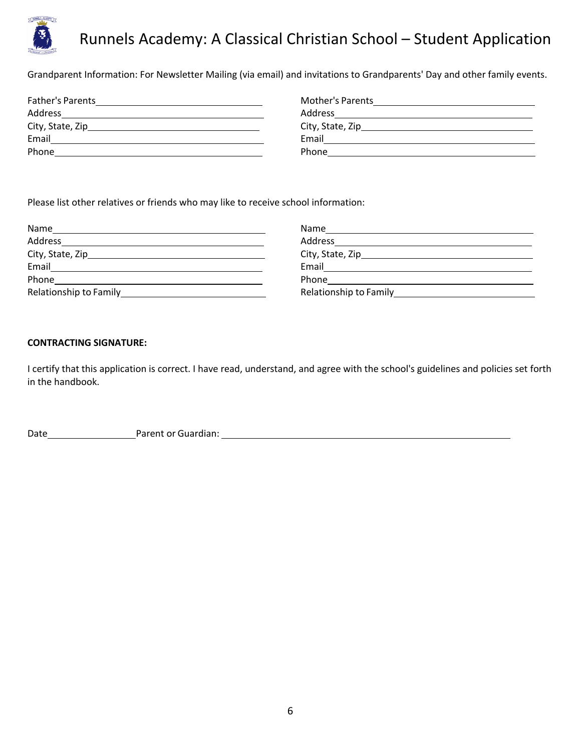# Runnels Academy: A Classical Christian School – Student Application

Grandparent Information: For Newsletter Mailing (via email) and invitations to Grandparents' Day and other family events.

Father's Parents\_\_\_\_\_\_\_\_\_\_\_\_\_\_\_\_\_\_\_\_\_\_\_\_\_\_\_\_\_\_
Address\_\_\_\_\_\_\_\_\_\_\_\_\_\_\_\_\_\_\_\_\_\_\_\_\_\_\_\_\_\_\_\_\_\_\_\_
City, State, Zip\_\_\_\_\_\_\_\_\_\_\_\_\_\_\_\_\_\_\_\_\_\_\_\_\_\_\_\_\_
Email\_\_\_\_\_\_\_\_\_\_\_\_\_\_\_\_\_\_\_\_\_\_\_\_\_\_\_\_\_\_\_\_\_\_\_\_\_\_
Phone\_\_\_\_\_\_\_\_\_\_\_\_\_\_\_\_\_\_\_\_\_\_\_\_\_\_\_\_\_\_\_\_\_\_\_\_\_

Mother's Parents\_\_\_\_\_\_\_\_\_\_\_\_\_\_\_\_\_\_\_\_\_\_\_\_\_\_\_\_\_\_
Address\_\_\_\_\_\_\_\_\_\_\_\_\_\_\_\_\_\_\_\_\_\_\_\_\_\_\_\_\_\_\_\_\_\_\_\_
City, State, Zip\_\_\_\_\_\_\_\_\_\_\_\_\_\_\_\_\_\_\_\_\_\_\_\_\_\_\_\_\_
Email\_\_\_\_\_\_\_\_\_\_\_\_\_\_\_\_\_\_\_\_\_\_\_\_\_\_\_\_\_\_\_\_\_\_\_\_\_\_
Phone\_\_\_\_\_\_\_\_\_\_\_\_\_\_\_\_\_\_\_\_\_\_\_\_\_\_\_\_\_\_\_\_\_\_\_\_\_

Please list other relatives or friends who may like to receive school information:

Name\_\_\_\_\_\_\_\_\_\_\_\_\_\_\_\_\_\_\_\_\_\_\_\_\_\_\_\_\_\_\_\_\_\_\_\_\_\_
Address\_\_\_\_\_\_\_\_\_\_\_\_\_\_\_\_\_\_\_\_\_\_\_\_\_\_\_\_\_\_\_\_\_\_\_\_
City, State, Zip\_\_\_\_\_\_\_\_\_\_\_\_\_\_\_\_\_\_\_\_\_\_\_\_\_\_\_\_\_
Email\_\_\_\_\_\_\_\_\_\_\_\_\_\_\_\_\_\_\_\_\_\_\_\_\_\_\_\_\_\_\_\_\_\_\_\_\_\_
Phone\_\_\_\_\_\_\_\_\_\_\_\_\_\_\_\_\_\_\_\_\_\_\_\_\_\_\_\_\_\_\_\_\_\_\_\_\_
Relationship to Family\_\_\_\_\_\_\_\_\_\_\_\_\_\_\_\_\_\_\_\_\_\_\_\_

Name\_\_\_\_\_\_\_\_\_\_\_\_\_\_\_\_\_\_\_\_\_\_\_\_\_\_\_\_\_\_\_\_\_\_\_\_\_\_
Address\_\_\_\_\_\_\_\_\_\_\_\_\_\_\_\_\_\_\_\_\_\_\_\_\_\_\_\_\_\_\_\_\_\_\_\_
City, State, Zip\_\_\_\_\_\_\_\_\_\_\_\_\_\_\_\_\_\_\_\_\_\_\_\_\_\_\_\_\_
Email\_\_\_\_\_\_\_\_\_\_\_\_\_\_\_\_\_\_\_\_\_\_\_\_\_\_\_\_\_\_\_\_\_\_\_\_\_\_
Phone\_\_\_\_\_\_\_\_\_\_\_\_\_\_\_\_\_\_\_\_\_\_\_\_\_\_\_\_\_\_\_\_\_\_\_\_\_
Relationship to Family\_\_\_\_\_\_\_\_\_\_\_\_\_\_\_\_\_\_\_\_\_\_\_\_

**CONTRACTING SIGNATURE:**

I certify that this application is correct. I have read, understand, and agree with the school's guidelines and policies set forth in the handbook.

Date\_\_\_\_\_\_\_\_\_\_\_\_\_\_\_\_ Parent or Guardian: \_\_\_\_\_\_\_\_\_\_\_\_\_\_\_\_\_\_\_\_\_\_\_\_\_\_\_\_\_\_\_\_\_\_\_\_\_\_\_\_\_\_\_\_\_\_\_\_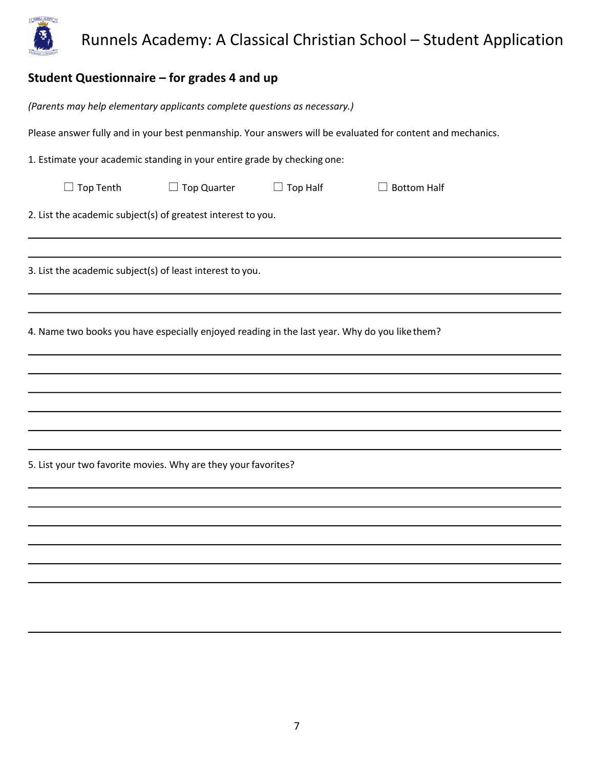# Runnels Academy: A Classical Christian School – Student Application

## Student Questionnaire – for grades 4 and up

*(Parents may help elementary applicants complete questions as necessary.)*

Please answer fully and in your best penmanship. Your answers will be evaluated for content and mechanics.

1. Estimate your academic standing in your entire grade by checking one:

☐ Top Tenth ☐ Top Quarter ☐ Top Half ☐ Bottom Half

2. List the academic subject(s) of greatest interest to you.

\_\_\_\_\_\_\_\_\_\_\_\_\_\_\_\_\_\_\_\_\_\_\_\_\_\_\_\_\_\_\_\_\_\_\_\_\_\_\_\_\_\_\_\_\_\_\_\_\_\_\_\_\_\_\_\_\_\_\_\_\_\_\_\_\_\_\_\_\_\_\_\_\_\_\_\_\_\_

\_\_\_\_\_\_\_\_\_\_\_\_\_\_\_\_\_\_\_\_\_\_\_\_\_\_\_\_\_\_\_\_\_\_\_\_\_\_\_\_\_\_\_\_\_\_\_\_\_\_\_\_\_\_\_\_\_\_\_\_\_\_\_\_\_\_\_\_\_\_\_\_\_\_\_\_\_\_

3. List the academic subject(s) of least interest to you.

\_\_\_\_\_\_\_\_\_\_\_\_\_\_\_\_\_\_\_\_\_\_\_\_\_\_\_\_\_\_\_\_\_\_\_\_\_\_\_\_\_\_\_\_\_\_\_\_\_\_\_\_\_\_\_\_\_\_\_\_\_\_\_\_\_\_\_\_\_\_\_\_\_\_\_\_\_\_

\_\_\_\_\_\_\_\_\_\_\_\_\_\_\_\_\_\_\_\_\_\_\_\_\_\_\_\_\_\_\_\_\_\_\_\_\_\_\_\_\_\_\_\_\_\_\_\_\_\_\_\_\_\_\_\_\_\_\_\_\_\_\_\_\_\_\_\_\_\_\_\_\_\_\_\_\_\_

4. Name two books you have especially enjoyed reading in the last year. Why do you like them?

\_\_\_\_\_\_\_\_\_\_\_\_\_\_\_\_\_\_\_\_\_\_\_\_\_\_\_\_\_\_\_\_\_\_\_\_\_\_\_\_\_\_\_\_\_\_\_\_\_\_\_\_\_\_\_\_\_\_\_\_\_\_\_\_\_\_\_\_\_\_\_\_\_\_\_\_\_\_

\_\_\_\_\_\_\_\_\_\_\_\_\_\_\_\_\_\_\_\_\_\_\_\_\_\_\_\_\_\_\_\_\_\_\_\_\_\_\_\_\_\_\_\_\_\_\_\_\_\_\_\_\_\_\_\_\_\_\_\_\_\_\_\_\_\_\_\_\_\_\_\_\_\_\_\_\_\_

\_\_\_\_\_\_\_\_\_\_\_\_\_\_\_\_\_\_\_\_\_\_\_\_\_\_\_\_\_\_\_\_\_\_\_\_\_\_\_\_\_\_\_\_\_\_\_\_\_\_\_\_\_\_\_\_\_\_\_\_\_\_\_\_\_\_\_\_\_\_\_\_\_\_\_\_\_\_

\_\_\_\_\_\_\_\_\_\_\_\_\_\_\_\_\_\_\_\_\_\_\_\_\_\_\_\_\_\_\_\_\_\_\_\_\_\_\_\_\_\_\_\_\_\_\_\_\_\_\_\_\_\_\_\_\_\_\_\_\_\_\_\_\_\_\_\_\_\_\_\_\_\_\_\_\_\_

\_\_\_\_\_\_\_\_\_\_\_\_\_\_\_\_\_\_\_\_\_\_\_\_\_\_\_\_\_\_\_\_\_\_\_\_\_\_\_\_\_\_\_\_\_\_\_\_\_\_\_\_\_\_\_\_\_\_\_\_\_\_\_\_\_\_\_\_\_\_\_\_\_\_\_\_\_\_

\_\_\_\_\_\_\_\_\_\_\_\_\_\_\_\_\_\_\_\_\_\_\_\_\_\_\_\_\_\_\_\_\_\_\_\_\_\_\_\_\_\_\_\_\_\_\_\_\_\_\_\_\_\_\_\_\_\_\_\_\_\_\_\_\_\_\_\_\_\_\_\_\_\_\_\_\_\_

5. List your two favorite movies. Why are they your favorites?

\_\_\_\_\_\_\_\_\_\_\_\_\_\_\_\_\_\_\_\_\_\_\_\_\_\_\_\_\_\_\_\_\_\_\_\_\_\_\_\_\_\_\_\_\_\_\_\_\_\_\_\_\_\_\_\_\_\_\_\_\_\_\_\_\_\_\_\_\_\_\_\_\_\_\_\_\_\_

\_\_\_\_\_\_\_\_\_\_\_\_\_\_\_\_\_\_\_\_\_\_\_\_\_\_\_\_\_\_\_\_\_\_\_\_\_\_\_\_\_\_\_\_\_\_\_\_\_\_\_\_\_\_\_\_\_\_\_\_\_\_\_\_\_\_\_\_\_\_\_\_\_\_\_\_\_\_

\_\_\_\_\_\_\_\_\_\_\_\_\_\_\_\_\_\_\_\_\_\_\_\_\_\_\_\_\_\_\_\_\_\_\_\_\_\_\_\_\_\_\_\_\_\_\_\_\_\_\_\_\_\_\_\_\_\_\_\_\_\_\_\_\_\_\_\_\_\_\_\_\_\_\_\_\_\_

\_\_\_\_\_\_\_\_\_\_\_\_\_\_\_\_\_\_\_\_\_\_\_\_\_\_\_\_\_\_\_\_\_\_\_\_\_\_\_\_\_\_\_\_\_\_\_\_\_\_\_\_\_\_\_\_\_\_\_\_\_\_\_\_\_\_\_\_\_\_\_\_\_\_\_\_\_\_

\_\_\_\_\_\_\_\_\_\_\_\_\_\_\_\_\_\_\_\_\_\_\_\_\_\_\_\_\_\_\_\_\_\_\_\_\_\_\_\_\_\_\_\_\_\_\_\_\_\_\_\_\_\_\_\_\_\_\_\_\_\_\_\_\_\_\_\_\_\_\_\_\_\_\_\_\_\_

\_\_\_\_\_\_\_\_\_\_\_\_\_\_\_\_\_\_\_\_\_\_\_\_\_\_\_\_\_\_\_\_\_\_\_\_\_\_\_\_\_\_\_\_\_\_\_\_\_\_\_\_\_\_\_\_\_\_\_\_\_\_\_\_\_\_\_\_\_\_\_\_\_\_\_\_\_\_

\_\_\_\_\_\_\_\_\_\_\_\_\_\_\_\_\_\_\_\_\_\_\_\_\_\_\_\_\_\_\_\_\_\_\_\_\_\_\_\_\_\_\_\_\_\_\_\_\_\_\_\_\_\_\_\_\_\_\_\_\_\_\_\_\_\_\_\_\_\_\_\_\_\_\_\_\_\_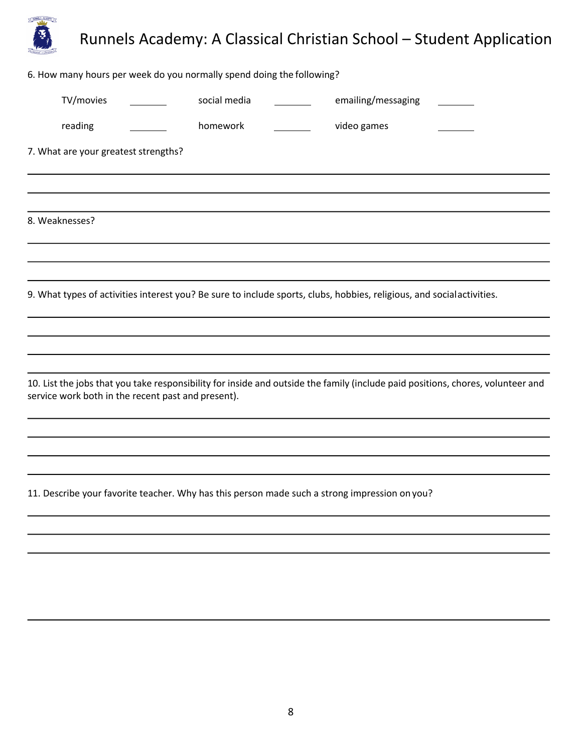6. How many hours per week do you normally spend doing the following?

| | | | | | |
|---|---|---|---|---|---|
| TV/movies | ________ | social media | ________ | emailing/messaging | ________ |
| reading | ________ | homework | ________ | video games | ________ |

7. What are your greatest strengths?

______________________________________________________________________________

______________________________________________________________________________

______________________________________________________________________________

8. Weaknesses?

______________________________________________________________________________

______________________________________________________________________________

______________________________________________________________________________

9. What types of activities interest you? Be sure to include sports, clubs, hobbies, religious, and social activities.

______________________________________________________________________________

______________________________________________________________________________

______________________________________________________________________________

______________________________________________________________________________

10. List the jobs that you take responsibility for inside and outside the family (include paid positions, chores, volunteer and service work both in the recent past and present).

______________________________________________________________________________

______________________________________________________________________________

______________________________________________________________________________

______________________________________________________________________________

11. Describe your favorite teacher. Why has this person made such a strong impression on you?

______________________________________________________________________________

______________________________________________________________________________

______________________________________________________________________________

______________________________________________________________________________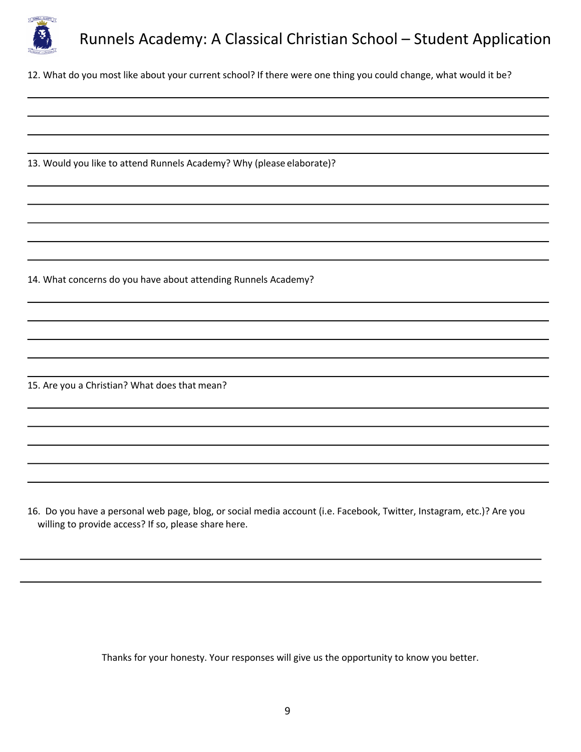12. What do you most like about your current school? If there were one thing you could change, what would it be?

13. Would you like to attend Runnels Academy? Why (please elaborate)?

14. What concerns do you have about attending Runnels Academy?

15. Are you a Christian? What does that mean?

16. Do you have a personal web page, blog, or social media account (i.e. Facebook, Twitter, Instagram, etc.)? Are you willing to provide access? If so, please share here.

Thanks for your honesty. Your responses will give us the opportunity to know you better.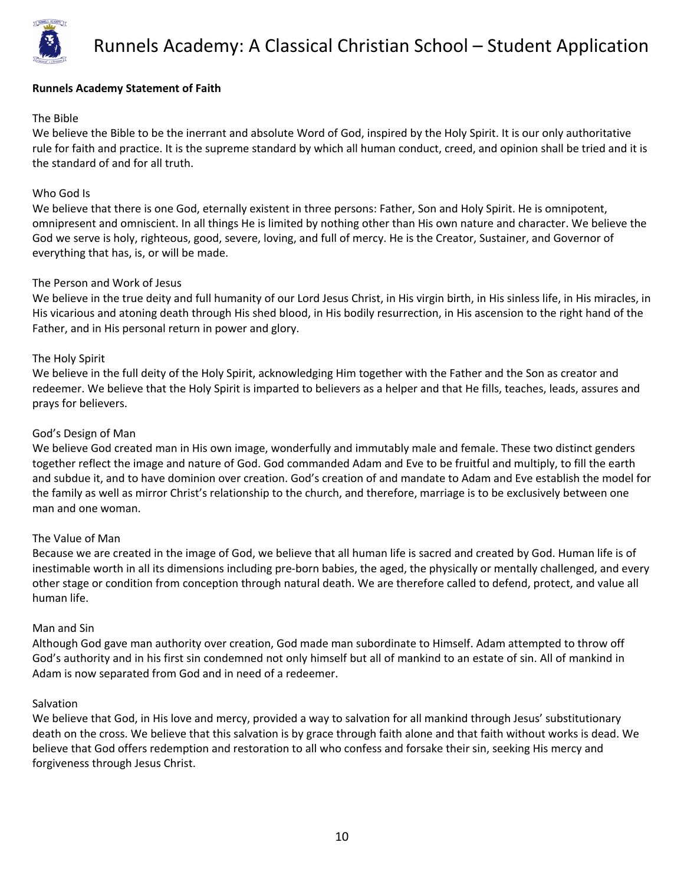**Runnels Academy Statement of Faith**

The Bible

We believe the Bible to be the inerrant and absolute Word of God, inspired by the Holy Spirit. It is our only authoritative rule for faith and practice. It is the supreme standard by which all human conduct, creed, and opinion shall be tried and it is the standard of and for all truth.

Who God Is

We believe that there is one God, eternally existent in three persons: Father, Son and Holy Spirit. He is omnipotent, omnipresent and omniscient. In all things He is limited by nothing other than His own nature and character. We believe the God we serve is holy, righteous, good, severe, loving, and full of mercy. He is the Creator, Sustainer, and Governor of everything that has, is, or will be made.

The Person and Work of Jesus

We believe in the true deity and full humanity of our Lord Jesus Christ, in His virgin birth, in His sinless life, in His miracles, in His vicarious and atoning death through His shed blood, in His bodily resurrection, in His ascension to the right hand of the Father, and in His personal return in power and glory.

The Holy Spirit

We believe in the full deity of the Holy Spirit, acknowledging Him together with the Father and the Son as creator and redeemer. We believe that the Holy Spirit is imparted to believers as a helper and that He fills, teaches, leads, assures and prays for believers.

God's Design of Man

We believe God created man in His own image, wonderfully and immutably male and female. These two distinct genders together reflect the image and nature of God. God commanded Adam and Eve to be fruitful and multiply, to fill the earth and subdue it, and to have dominion over creation. God's creation of and mandate to Adam and Eve establish the model for the family as well as mirror Christ's relationship to the church, and therefore, marriage is to be exclusively between one man and one woman.

The Value of Man

Because we are created in the image of God, we believe that all human life is sacred and created by God. Human life is of inestimable worth in all its dimensions including pre-born babies, the aged, the physically or mentally challenged, and every other stage or condition from conception through natural death. We are therefore called to defend, protect, and value all human life.

Man and Sin

Although God gave man authority over creation, God made man subordinate to Himself. Adam attempted to throw off God's authority and in his first sin condemned not only himself but all of mankind to an estate of sin. All of mankind in Adam is now separated from God and in need of a redeemer.

Salvation

We believe that God, in His love and mercy, provided a way to salvation for all mankind through Jesus' substitutionary death on the cross. We believe that this salvation is by grace through faith alone and that faith without works is dead. We believe that God offers redemption and restoration to all who confess and forsake their sin, seeking His mercy and forgiveness through Jesus Christ.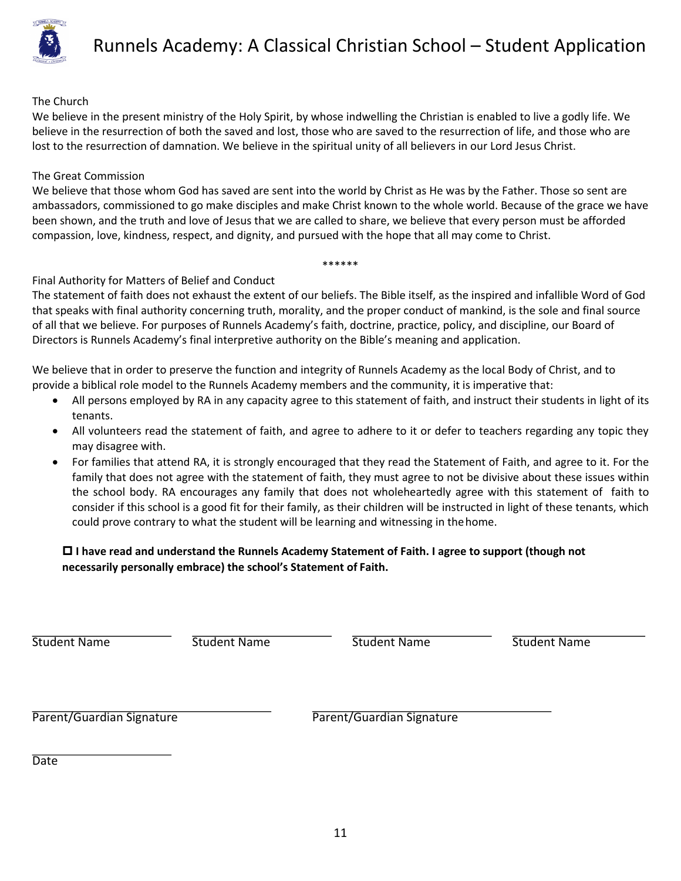The Church

We believe in the present ministry of the Holy Spirit, by whose indwelling the Christian is enabled to live a godly life. We believe in the resurrection of both the saved and lost, those who are saved to the resurrection of life, and those who are lost to the resurrection of damnation. We believe in the spiritual unity of all believers in our Lord Jesus Christ.

The Great Commission

We believe that those whom God has saved are sent into the world by Christ as He was by the Father. Those so sent are ambassadors, commissioned to go make disciples and make Christ known to the whole world. Because of the grace we have been shown, and the truth and love of Jesus that we are called to share, we believe that every person must be afforded compassion, love, kindness, respect, and dignity, and pursued with the hope that all may come to Christ.

******

Final Authority for Matters of Belief and Conduct

The statement of faith does not exhaust the extent of our beliefs. The Bible itself, as the inspired and infallible Word of God that speaks with final authority concerning truth, morality, and the proper conduct of mankind, is the sole and final source of all that we believe. For purposes of Runnels Academy's faith, doctrine, practice, policy, and discipline, our Board of Directors is Runnels Academy's final interpretive authority on the Bible's meaning and application.

We believe that in order to preserve the function and integrity of Runnels Academy as the local Body of Christ, and to provide a biblical role model to the Runnels Academy members and the community, it is imperative that:

- All persons employed by RA in any capacity agree to this statement of faith, and instruct their students in light of its tenants.
- All volunteers read the statement of faith, and agree to adhere to it or defer to teachers regarding any topic they may disagree with.
- For families that attend RA, it is strongly encouraged that they read the Statement of Faith, and agree to it. For the family that does not agree with the statement of faith, they must agree to not be divisive about these issues within the school body. RA encourages any family that does not wholeheartedly agree with this statement of faith to consider if this school is a good fit for their family, as their children will be instructed in light of these tenants, which could prove contrary to what the student will be learning and witnessing in the home.

☐ **I have read and understand the Runnels Academy Statement of Faith. I agree to support (though not necessarily personally embrace) the school's Statement of Faith.**

_____________________ _____________________ _____________________ _____________________
Student Name Student Name Student Name Student Name

_________________________________ _________________________________
Parent/Guardian Signature Parent/Guardian Signature

_____________________
Date